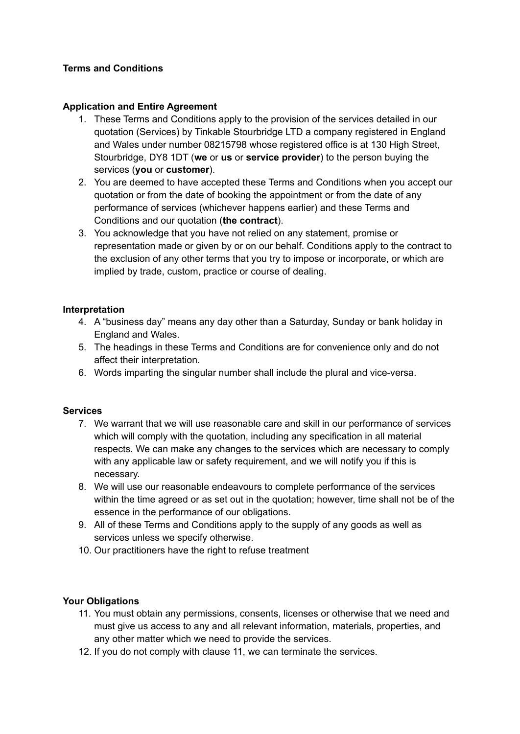**Terms and Conditions**

**Application and Entire Agreement**

1. These Terms and Conditions apply to the provision of the services detailed in our quotation (Services) by Tinkable Stourbridge LTD a company registered in England and Wales under number 08215798 whose registered office is at 130 High Street, Stourbridge, DY8 1DT (**we** or **us** or **service provider**) to the person buying the services (**you** or **customer**).
2. You are deemed to have accepted these Terms and Conditions when you accept our quotation or from the date of booking the appointment or from the date of any performance of services (whichever happens earlier) and these Terms and Conditions and our quotation (**the contract**).
3. You acknowledge that you have not relied on any statement, promise or representation made or given by or on our behalf. Conditions apply to the contract to the exclusion of any other terms that you try to impose or incorporate, or which are implied by trade, custom, practice or course of dealing.

**Interpretation**

4. A "business day" means any day other than a Saturday, Sunday or bank holiday in England and Wales.
5. The headings in these Terms and Conditions are for convenience only and do not affect their interpretation.
6. Words imparting the singular number shall include the plural and vice-versa.

**Services**

7. We warrant that we will use reasonable care and skill in our performance of services which will comply with the quotation, including any specification in all material respects. We can make any changes to the services which are necessary to comply with any applicable law or safety requirement, and we will notify you if this is necessary.
8. We will use our reasonable endeavours to complete performance of the services within the time agreed or as set out in the quotation; however, time shall not be of the essence in the performance of our obligations.
9. All of these Terms and Conditions apply to the supply of any goods as well as services unless we specify otherwise.
10. Our practitioners have the right to refuse treatment

**Your Obligations**

11. You must obtain any permissions, consents, licenses or otherwise that we need and must give us access to any and all relevant information, materials, properties, and any other matter which we need to provide the services.
12. If you do not comply with clause 11, we can terminate the services.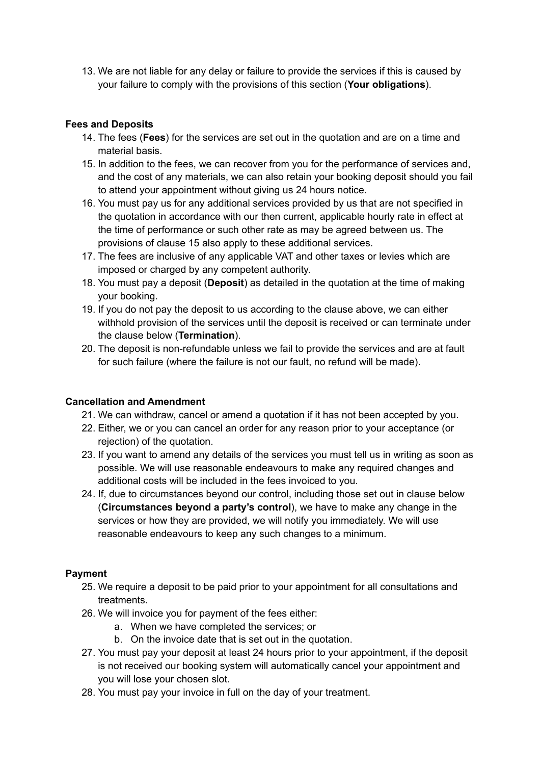13. We are not liable for any delay or failure to provide the services if this is caused by your failure to comply with the provisions of this section (**Your obligations**).

**Fees and Deposits**

14. The fees (**Fees**) for the services are set out in the quotation and are on a time and material basis.
15. In addition to the fees, we can recover from you for the performance of services and, and the cost of any materials, we can also retain your booking deposit should you fail to attend your appointment without giving us 24 hours notice.
16. You must pay us for any additional services provided by us that are not specified in the quotation in accordance with our then current, applicable hourly rate in effect at the time of performance or such other rate as may be agreed between us. The provisions of clause 15 also apply to these additional services.
17. The fees are inclusive of any applicable VAT and other taxes or levies which are imposed or charged by any competent authority.
18. You must pay a deposit (**Deposit**) as detailed in the quotation at the time of making your booking.
19. If you do not pay the deposit to us according to the clause above, we can either withhold provision of the services until the deposit is received or can terminate under the clause below (**Termination**).
20. The deposit is non-refundable unless we fail to provide the services and are at fault for such failure (where the failure is not our fault, no refund will be made).

**Cancellation and Amendment**

21. We can withdraw, cancel or amend a quotation if it has not been accepted by you.
22. Either, we or you can cancel an order for any reason prior to your acceptance (or rejection) of the quotation.
23. If you want to amend any details of the services you must tell us in writing as soon as possible. We will use reasonable endeavours to make any required changes and additional costs will be included in the fees invoiced to you.
24. If, due to circumstances beyond our control, including those set out in clause below (**Circumstances beyond a party's control**), we have to make any change in the services or how they are provided, we will notify you immediately. We will use reasonable endeavours to keep any such changes to a minimum.

**Payment**

25. We require a deposit to be paid prior to your appointment for all consultations and treatments.
26. We will invoice you for payment of the fees either:
    a. When we have completed the services; or
    b. On the invoice date that is set out in the quotation.
27. You must pay your deposit at least 24 hours prior to your appointment, if the deposit is not received our booking system will automatically cancel your appointment and you will lose your chosen slot.
28. You must pay your invoice in full on the day of your treatment.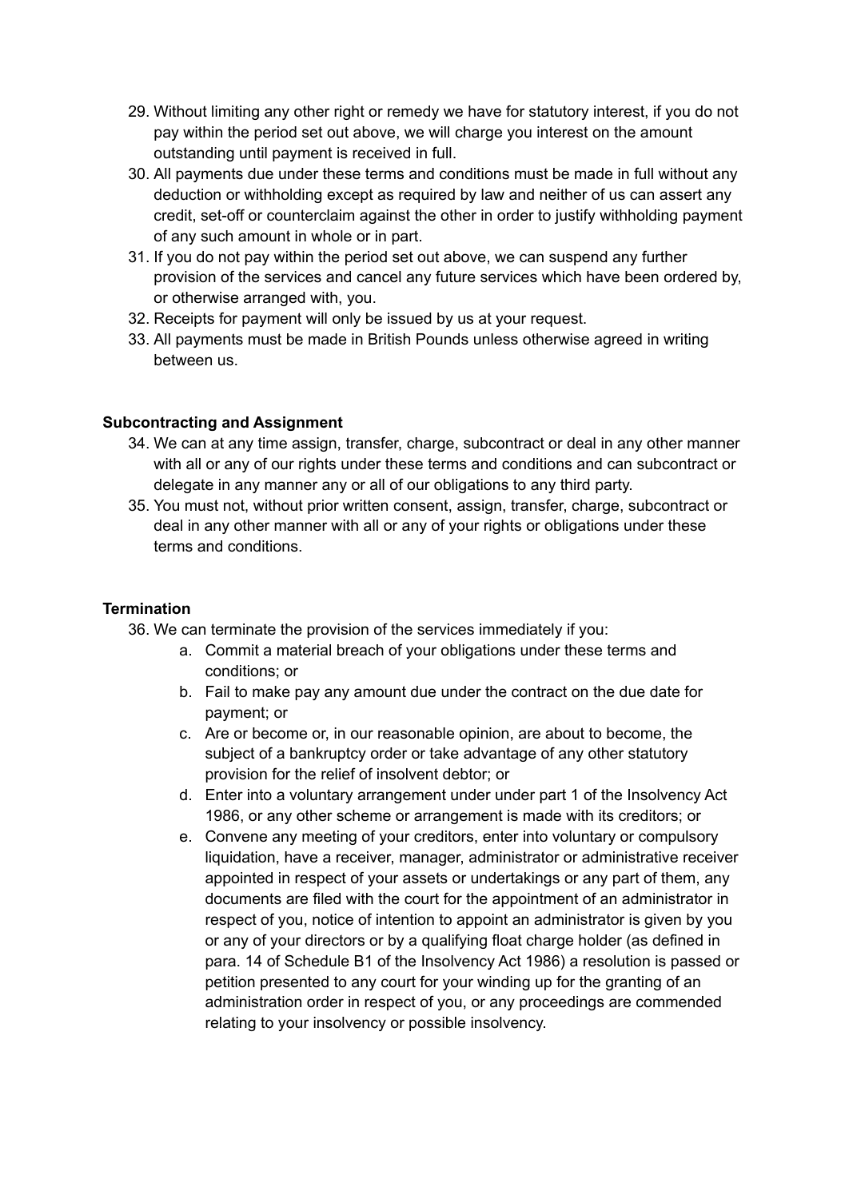29. Without limiting any other right or remedy we have for statutory interest, if you do not pay within the period set out above, we will charge you interest on the amount outstanding until payment is received in full.
30. All payments due under these terms and conditions must be made in full without any deduction or withholding except as required by law and neither of us can assert any credit, set-off or counterclaim against the other in order to justify withholding payment of any such amount in whole or in part.
31. If you do not pay within the period set out above, we can suspend any further provision of the services and cancel any future services which have been ordered by, or otherwise arranged with, you.
32. Receipts for payment will only be issued by us at your request.
33. All payments must be made in British Pounds unless otherwise agreed in writing between us.

**Subcontracting and Assignment**

34. We can at any time assign, transfer, charge, subcontract or deal in any other manner with all or any of our rights under these terms and conditions and can subcontract or delegate in any manner any or all of our obligations to any third party.
35. You must not, without prior written consent, assign, transfer, charge, subcontract or deal in any other manner with all or any of your rights or obligations under these terms and conditions.

**Termination**

36. We can terminate the provision of the services immediately if you:
    a. Commit a material breach of your obligations under these terms and conditions; or
    b. Fail to make pay any amount due under the contract on the due date for payment; or
    c. Are or become or, in our reasonable opinion, are about to become, the subject of a bankruptcy order or take advantage of any other statutory provision for the relief of insolvent debtor; or
    d. Enter into a voluntary arrangement under under part 1 of the Insolvency Act 1986, or any other scheme or arrangement is made with its creditors; or
    e. Convene any meeting of your creditors, enter into voluntary or compulsory liquidation, have a receiver, manager, administrator or administrative receiver appointed in respect of your assets or undertakings or any part of them, any documents are filed with the court for the appointment of an administrator in respect of you, notice of intention to appoint an administrator is given by you or any of your directors or by a qualifying float charge holder (as defined in para. 14 of Schedule B1 of the Insolvency Act 1986) a resolution is passed or petition presented to any court for your winding up for the granting of an administration order in respect of you, or any proceedings are commended relating to your insolvency or possible insolvency.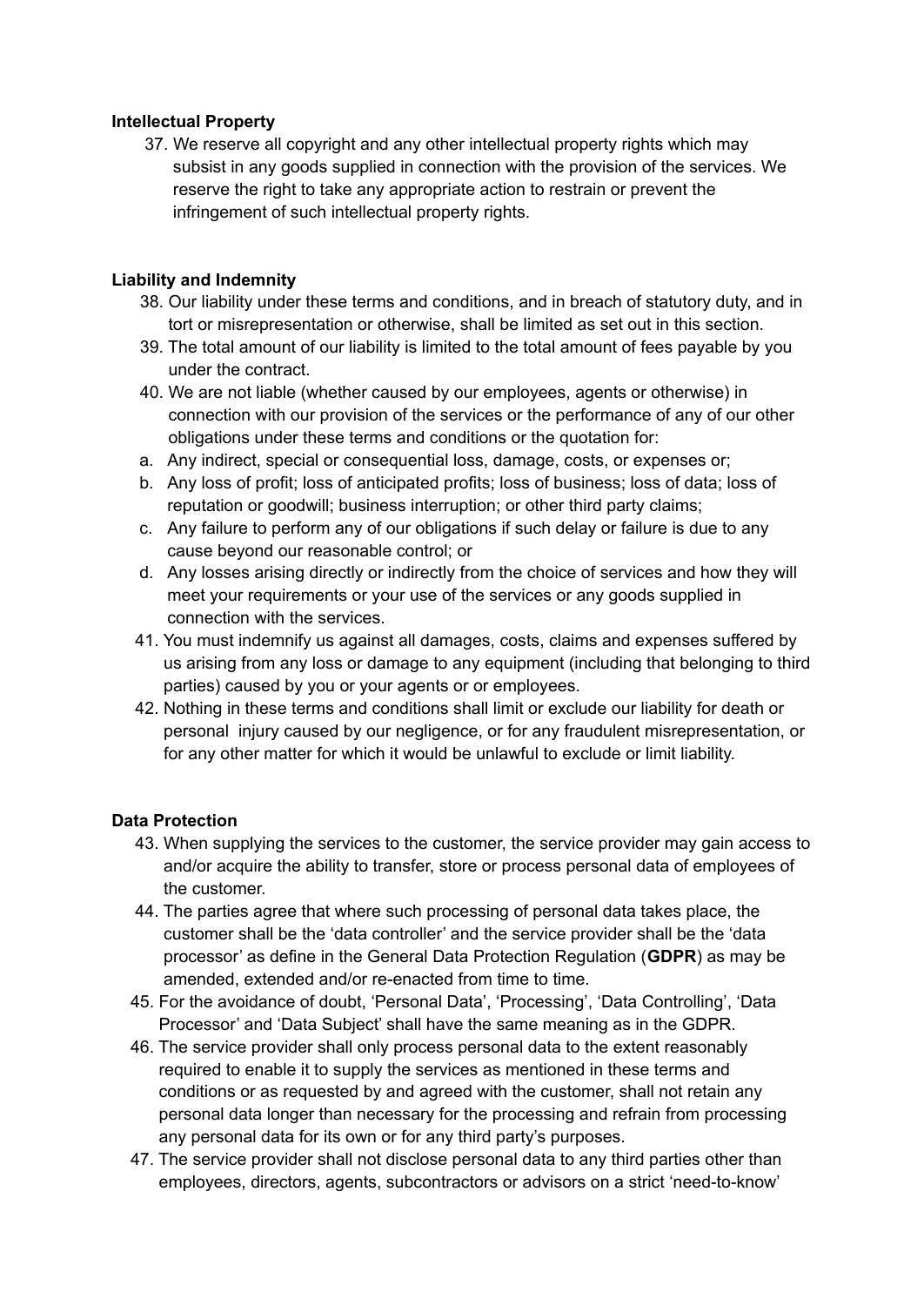**Intellectual Property**

37. We reserve all copyright and any other intellectual property rights which may subsist in any goods supplied in connection with the provision of the services. We reserve the right to take any appropriate action to restrain or prevent the infringement of such intellectual property rights.

**Liability and Indemnity**

38. Our liability under these terms and conditions, and in breach of statutory duty, and in tort or misrepresentation or otherwise, shall be limited as set out in this section.
39. The total amount of our liability is limited to the total amount of fees payable by you under the contract.
40. We are not liable (whether caused by our employees, agents or otherwise) in connection with our provision of the services or the performance of any of our other obligations under these terms and conditions or the quotation for:
   a. Any indirect, special or consequential loss, damage, costs, or expenses or;
   b. Any loss of profit; loss of anticipated profits; loss of business; loss of data; loss of reputation or goodwill; business interruption; or other third party claims;
   c. Any failure to perform any of our obligations if such delay or failure is due to any cause beyond our reasonable control; or
   d. Any losses arising directly or indirectly from the choice of services and how they will meet your requirements or your use of the services or any goods supplied in connection with the services.
41. You must indemnify us against all damages, costs, claims and expenses suffered by us arising from any loss or damage to any equipment (including that belonging to third parties) caused by you or your agents or or employees.
42. Nothing in these terms and conditions shall limit or exclude our liability for death or personal injury caused by our negligence, or for any fraudulent misrepresentation, or for any other matter for which it would be unlawful to exclude or limit liability.

**Data Protection**

43. When supplying the services to the customer, the service provider may gain access to and/or acquire the ability to transfer, store or process personal data of employees of the customer.
44. The parties agree that where such processing of personal data takes place, the customer shall be the 'data controller' and the service provider shall be the 'data processor' as define in the General Data Protection Regulation (**GDPR**) as may be amended, extended and/or re-enacted from time to time.
45. For the avoidance of doubt, 'Personal Data', 'Processing', 'Data Controlling', 'Data Processor' and 'Data Subject' shall have the same meaning as in the GDPR.
46. The service provider shall only process personal data to the extent reasonably required to enable it to supply the services as mentioned in these terms and conditions or as requested by and agreed with the customer, shall not retain any personal data longer than necessary for the processing and refrain from processing any personal data for its own or for any third party's purposes.
47. The service provider shall not disclose personal data to any third parties other than employees, directors, agents, subcontractors or advisors on a strict 'need-to-know'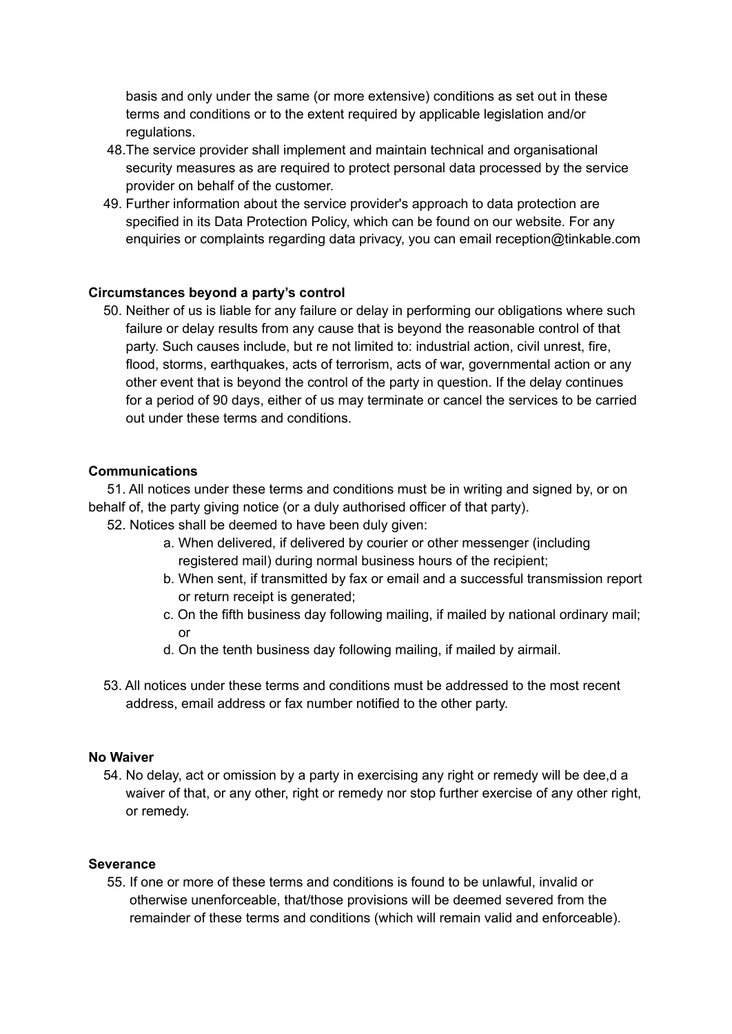basis and only under the same (or more extensive) conditions as set out in these terms and conditions or to the extent required by applicable legislation and/or regulations.

48. The service provider shall implement and maintain technical and organisational security measures as are required to protect personal data processed by the service provider on behalf of the customer.
49. Further information about the service provider's approach to data protection are specified in its Data Protection Policy, which can be found on our website. For any enquiries or complaints regarding data privacy, you can email reception@tinkable.com

**Circumstances beyond a party's control**

50. Neither of us is liable for any failure or delay in performing our obligations where such failure or delay results from any cause that is beyond the reasonable control of that party. Such causes include, but re not limited to: industrial action, civil unrest, fire, flood, storms, earthquakes, acts of terrorism, acts of war, governmental action or any other event that is beyond the control of the party in question. If the delay continues for a period of 90 days, either of us may terminate or cancel the services to be carried out under these terms and conditions.

**Communications**

51. All notices under these terms and conditions must be in writing and signed by, or on behalf of, the party giving notice (or a duly authorised officer of that party).
52. Notices shall be deemed to have been duly given:
    a. When delivered, if delivered by courier or other messenger (including registered mail) during normal business hours of the recipient;
    b. When sent, if transmitted by fax or email and a successful transmission report or return receipt is generated;
    c. On the fifth business day following mailing, if mailed by national ordinary mail; or
    d. On the tenth business day following mailing, if mailed by airmail.
53. All notices under these terms and conditions must be addressed to the most recent address, email address or fax number notified to the other party.

**No Waiver**

54. No delay, act or omission by a party in exercising any right or remedy will be dee,d a waiver of that, or any other, right or remedy nor stop further exercise of any other right, or remedy.

**Severance**

55. If one or more of these terms and conditions is found to be unlawful, invalid or otherwise unenforceable, that/those provisions will be deemed severed from the remainder of these terms and conditions (which will remain valid and enforceable).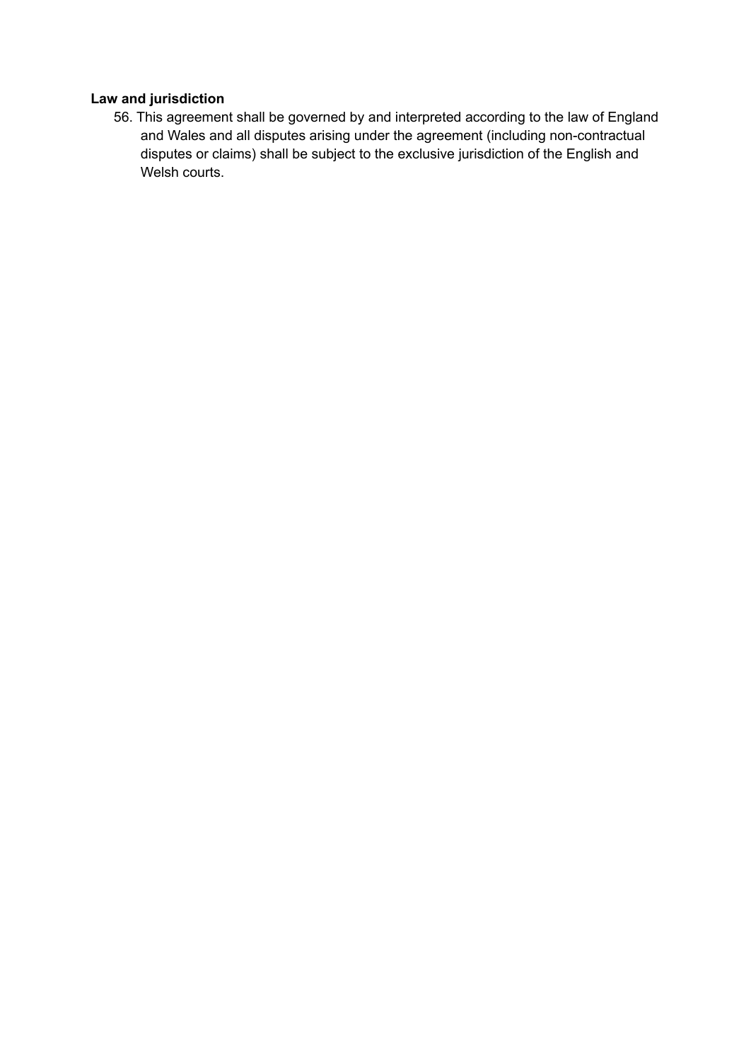**Law and jurisdiction**

56. This agreement shall be governed by and interpreted according to the law of England and Wales and all disputes arising under the agreement (including non-contractual disputes or claims) shall be subject to the exclusive jurisdiction of the English and Welsh courts.